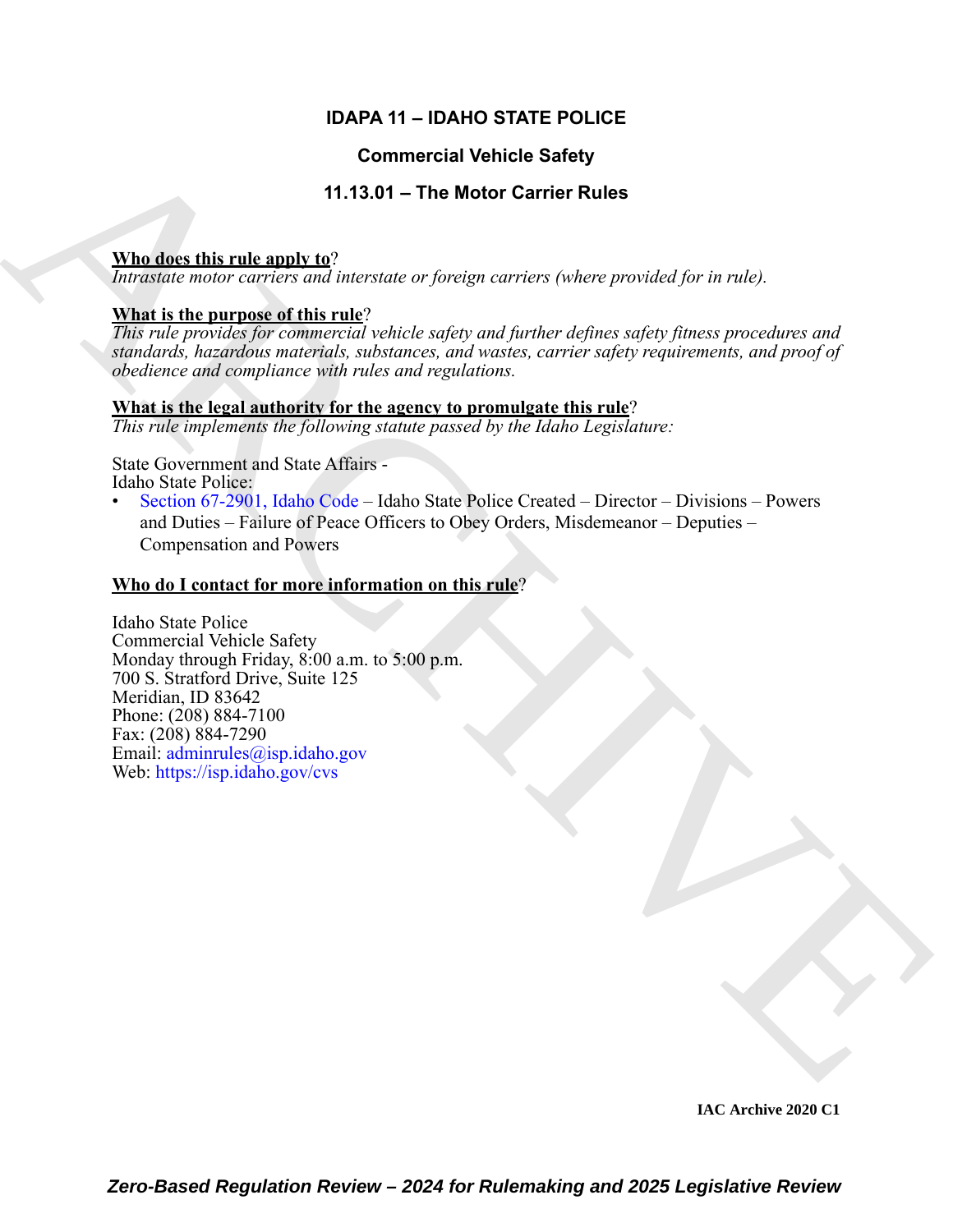# IDAPA 11 – IDAHO STATE POLICE

## Commercial Vehicle Safety

## 11.13.01 – The Motor Carrier Rules

**Who does this rule apply to?**
*Intrastate motor carriers and interstate or foreign carriers (where provided for in rule).*

**What is the purpose of this rule?**
*This rule provides for commercial vehicle safety and further defines safety fitness procedures and standards, hazardous materials, substances, and wastes, carrier safety requirements, and proof of obedience and compliance with rules and regulations.*

**What is the legal authority for the agency to promulgate this rule?**
*This rule implements the following statute passed by the Idaho Legislature:*

State Government and State Affairs -
Idaho State Police:

- Section 67-2901, Idaho Code – Idaho State Police Created – Director – Divisions – Powers and Duties – Failure of Peace Officers to Obey Orders, Misdemeanor – Deputies – Compensation and Powers

**Who do I contact for more information on this rule?**

Idaho State Police
Commercial Vehicle Safety
Monday through Friday, 8:00 a.m. to 5:00 p.m.
700 S. Stratford Drive, Suite 125
Meridian, ID 83642
Phone: (208) 884-7100
Fax: (208) 884-7290
Email: adminrules@isp.idaho.gov
Web: https://isp.idaho.gov/cvs

IAC Archive 2020 C1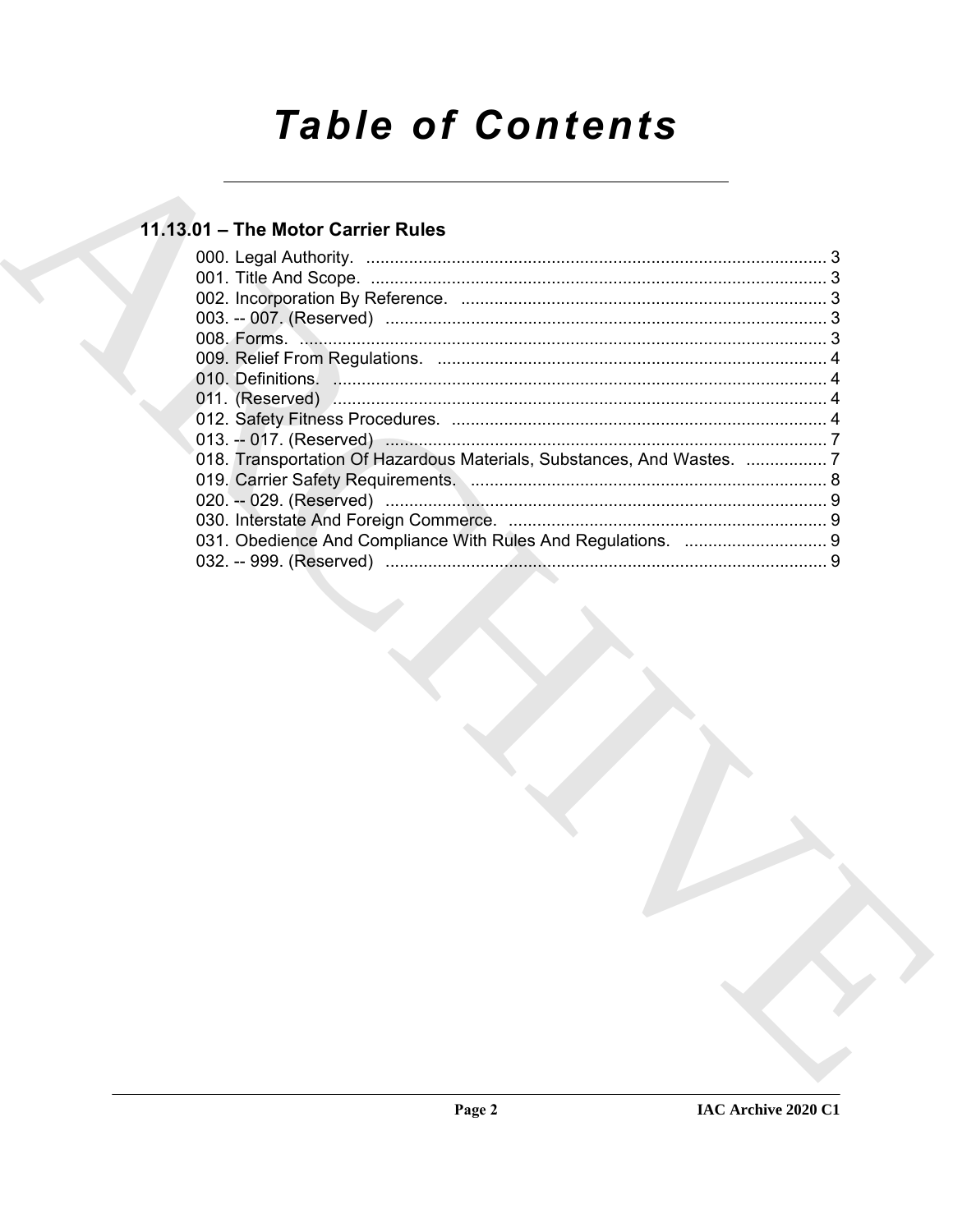# Table of Contents

## 11.13.01 – The Motor Carrier Rules

000. Legal Authority. .......... 3
001. Title And Scope. .......... 3
002. Incorporation By Reference. .......... 3
003. -- 007. (Reserved) .......... 3
008. Forms. .......... 3
009. Relief From Regulations. .......... 4
010. Definitions. .......... 4
011. (Reserved) .......... 4
012. Safety Fitness Procedures. .......... 4
013. -- 017. (Reserved) .......... 7
018. Transportation Of Hazardous Materials, Substances, And Wastes. .......... 7
019. Carrier Safety Requirements. .......... 8
020. -- 029. (Reserved) .......... 9
030. Interstate And Foreign Commerce. .......... 9
031. Obedience And Compliance With Rules And Regulations. .......... 9
032. -- 999. (Reserved) .......... 9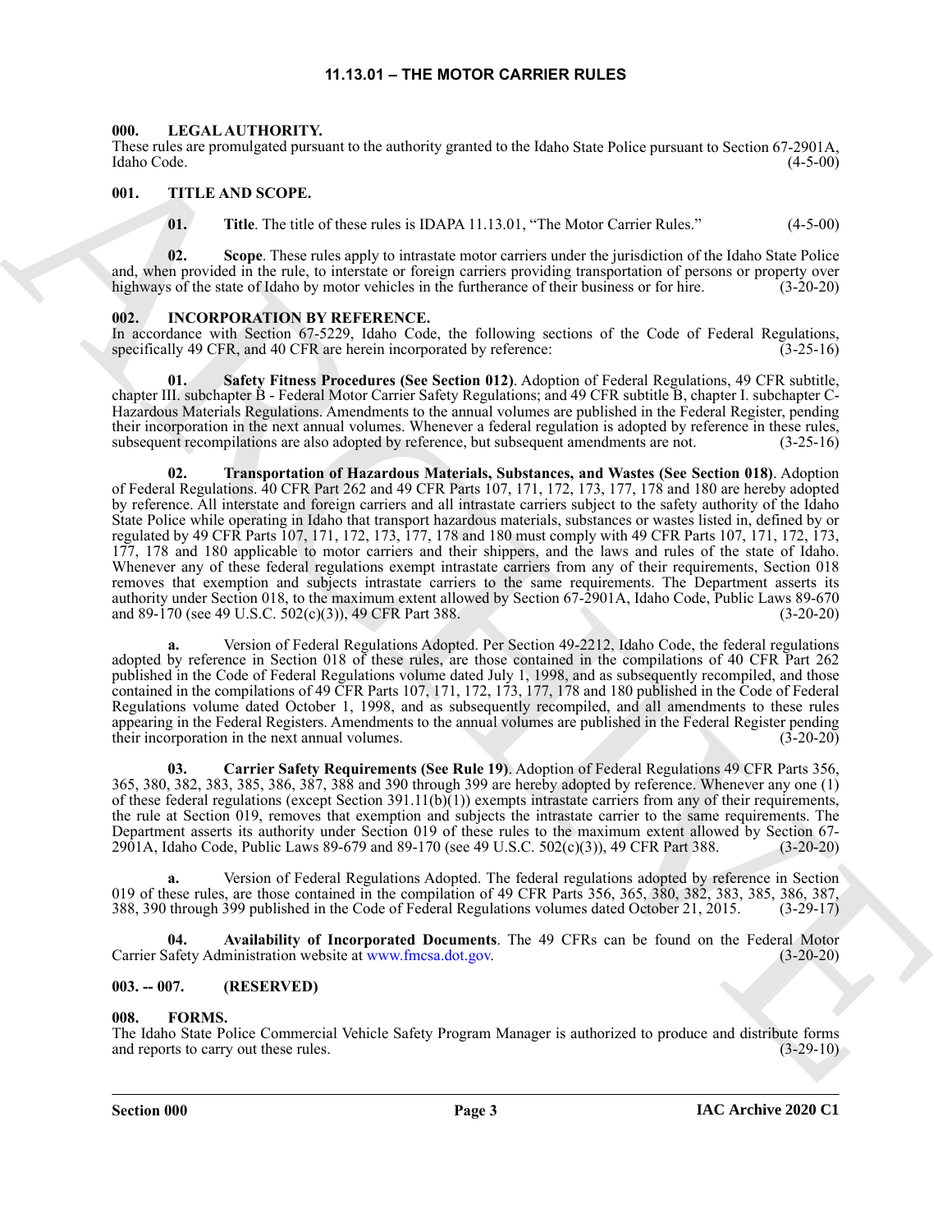# 11.13.01 – THE MOTOR CARRIER RULES

## 000. LEGAL AUTHORITY.

These rules are promulgated pursuant to the authority granted to the Idaho State Police pursuant to Section 67-2901A, Idaho Code. (4-5-00)

## 001. TITLE AND SCOPE.

**01. Title**. The title of these rules is IDAPA 11.13.01, "The Motor Carrier Rules." (4-5-00)

**02. Scope**. These rules apply to intrastate motor carriers under the jurisdiction of the Idaho State Police and, when provided in the rule, to interstate or foreign carriers providing transportation of persons or property over highways of the state of Idaho by motor vehicles in the furtherance of their business or for hire. (3-20-20)

## 002. INCORPORATION BY REFERENCE.

In accordance with Section 67-5229, Idaho Code, the following sections of the Code of Federal Regulations, specifically 49 CFR, and 40 CFR are herein incorporated by reference: (3-25-16)

**01. Safety Fitness Procedures (See Section 012)**. Adoption of Federal Regulations, 49 CFR subtitle, chapter III. subchapter B - Federal Motor Carrier Safety Regulations; and 49 CFR subtitle B, chapter I. subchapter C-Hazardous Materials Regulations. Amendments to the annual volumes are published in the Federal Register, pending their incorporation in the next annual volumes. Whenever a federal regulation is adopted by reference in these rules, subsequent recompilations are also adopted by reference, but subsequent amendments are not. (3-25-16)

**02. Transportation of Hazardous Materials, Substances, and Wastes (See Section 018)**. Adoption of Federal Regulations. 40 CFR Part 262 and 49 CFR Parts 107, 171, 172, 173, 177, 178 and 180 are hereby adopted by reference. All interstate and foreign carriers and all intrastate carriers subject to the safety authority of the Idaho State Police while operating in Idaho that transport hazardous materials, substances or wastes listed in, defined by or regulated by 49 CFR Parts 107, 171, 172, 173, 177, 178 and 180 must comply with 49 CFR Parts 107, 171, 172, 173, 177, 178 and 180 applicable to motor carriers and their shippers, and the laws and rules of the state of Idaho. Whenever any of these federal regulations exempt intrastate carriers from any of their requirements, Section 018 removes that exemption and subjects intrastate carriers to the same requirements. The Department asserts its authority under Section 018, to the maximum extent allowed by Section 67-2901A, Idaho Code, Public Laws 89-670 and 89-170 (see 49 U.S.C. 502(c)(3)), 49 CFR Part 388. (3-20-20)

**a.** Version of Federal Regulations Adopted. Per Section 49-2212, Idaho Code, the federal regulations adopted by reference in Section 018 of these rules, are those contained in the compilations of 40 CFR Part 262 published in the Code of Federal Regulations volume dated July 1, 1998, and as subsequently recompiled, and those contained in the compilations of 49 CFR Parts 107, 171, 172, 173, 177, 178 and 180 published in the Code of Federal Regulations volume dated October 1, 1998, and as subsequently recompiled, and all amendments to these rules appearing in the Federal Registers. Amendments to the annual volumes are published in the Federal Register pending their incorporation in the next annual volumes. (3-20-20)

**03. Carrier Safety Requirements (See Rule 19)**. Adoption of Federal Regulations 49 CFR Parts 356, 365, 380, 382, 383, 385, 386, 387, 388 and 390 through 399 are hereby adopted by reference. Whenever any one (1) of these federal regulations (except Section 391.11(b)(1)) exempts intrastate carriers from any of their requirements, the rule at Section 019, removes that exemption and subjects the intrastate carrier to the same requirements. The Department asserts its authority under Section 019 of these rules to the maximum extent allowed by Section 67-2901A, Idaho Code, Public Laws 89-679 and 89-170 (see 49 U.S.C. 502(c)(3)), 49 CFR Part 388. (3-20-20)

**a.** Version of Federal Regulations Adopted. The federal regulations adopted by reference in Section 019 of these rules, are those contained in the compilation of 49 CFR Parts 356, 365, 380, 382, 383, 385, 386, 387, 388, 390 through 399 published in the Code of Federal Regulations volumes dated October 21, 2015. (3-29-17)

**04. Availability of Incorporated Documents**. The 49 CFRs can be found on the Federal Motor Carrier Safety Administration website at www.fmcsa.dot.gov. (3-20-20)

## 003. -- 007. (RESERVED)

## 008. FORMS.

The Idaho State Police Commercial Vehicle Safety Program Manager is authorized to produce and distribute forms and reports to carry out these rules. (3-29-10)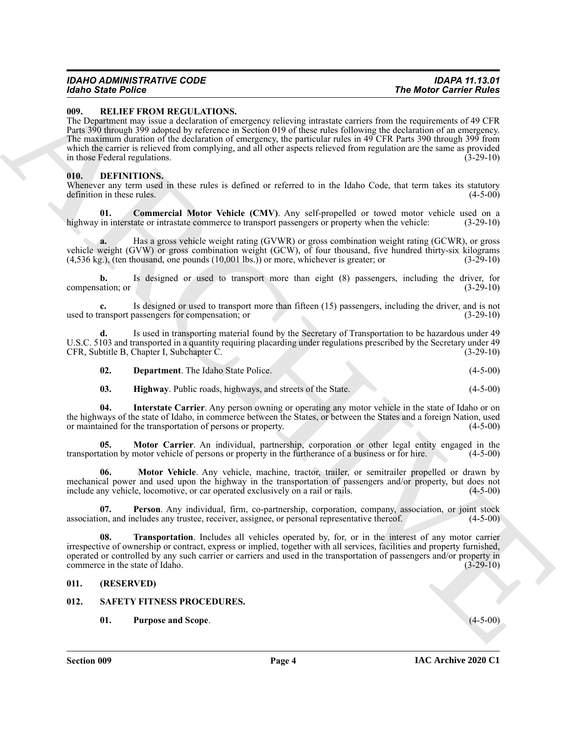### 009. RELIEF FROM REGULATIONS.

The Department may issue a declaration of emergency relieving intrastate carriers from the requirements of 49 CFR Parts 390 through 399 adopted by reference in Section 019 of these rules following the declaration of an emergency. The maximum duration of the declaration of emergency, the particular rules in 49 CFR Parts 390 through 399 from which the carrier is relieved from complying, and all other aspects relieved from regulation are the same as provided in those Federal regulations. (3-29-10)

### 010. DEFINITIONS.

Whenever any term used in these rules is defined or referred to in the Idaho Code, that term takes its statutory definition in these rules. (4-5-00)

**01. Commercial Motor Vehicle (CMV)**. Any self-propelled or towed motor vehicle used on a highway in interstate or intrastate commerce to transport passengers or property when the vehicle: (3-29-10)

**a.** Has a gross vehicle weight rating (GVWR) or gross combination weight rating (GCWR), or gross vehicle weight (GVW) or gross combination weight (GCW), of four thousand, five hundred thirty-six kilograms (4,536 kg.), (ten thousand, one pounds (10,001 lbs.)) or more, whichever is greater; or (3-29-10)

**b.** Is designed or used to transport more than eight (8) passengers, including the driver, for compensation; or (3-29-10)

**c.** Is designed or used to transport more than fifteen (15) passengers, including the driver, and is not used to transport passengers for compensation; or (3-29-10)

**d.** Is used in transporting material found by the Secretary of Transportation to be hazardous under 49 U.S.C. 5103 and transported in a quantity requiring placarding under regulations prescribed by the Secretary under 49 CFR, Subtitle B, Chapter I, Subchapter C. (3-29-10)

**02. Department**. The Idaho State Police. (4-5-00)

**03. Highway**. Public roads, highways, and streets of the State. (4-5-00)

**04. Interstate Carrier**. Any person owning or operating any motor vehicle in the state of Idaho or on the highways of the state of Idaho, in commerce between the States, or between the States and a foreign Nation, used or maintained for the transportation of persons or property. (4-5-00)

**05. Motor Carrier**. An individual, partnership, corporation or other legal entity engaged in the transportation by motor vehicle of persons or property in the furtherance of a business or for hire. (4-5-00)

**06. Motor Vehicle**. Any vehicle, machine, tractor, trailer, or semitrailer propelled or drawn by mechanical power and used upon the highway in the transportation of passengers and/or property, but does not include any vehicle, locomotive, or car operated exclusively on a rail or rails. (4-5-00)

**07. Person**. Any individual, firm, co-partnership, corporation, company, association, or joint stock association, and includes any trustee, receiver, assignee, or personal representative thereof. (4-5-00)

**08. Transportation**. Includes all vehicles operated by, for, or in the interest of any motor carrier irrespective of ownership or contract, express or implied, together with all services, facilities and property furnished, operated or controlled by any such carrier or carriers and used in the transportation of passengers and/or property in commerce in the state of Idaho. (3-29-10)

### 011. (RESERVED)

### 012. SAFETY FITNESS PROCEDURES.

**01. Purpose and Scope**. (4-5-00)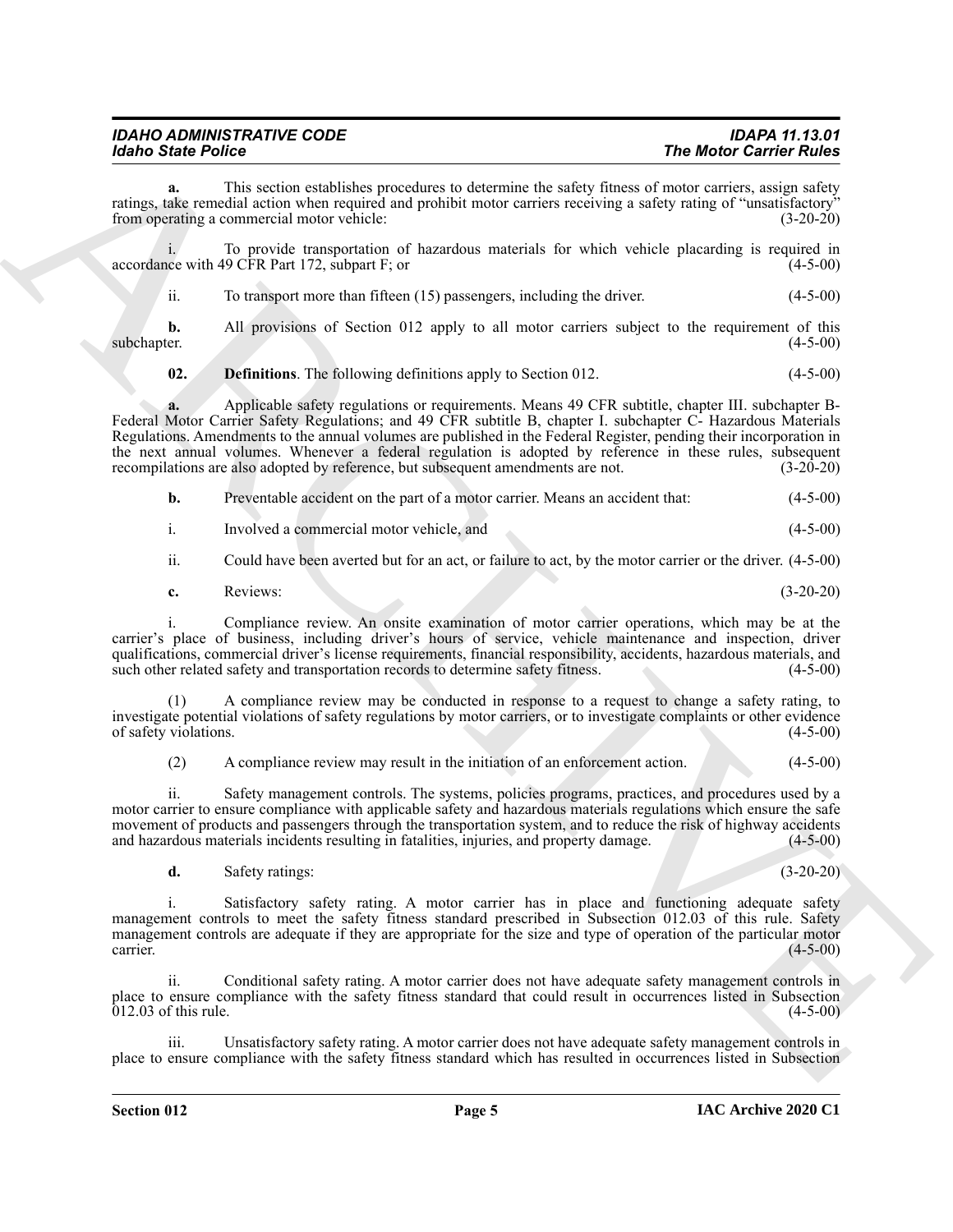**a.** This section establishes procedures to determine the safety fitness of motor carriers, assign safety ratings, take remedial action when required and prohibit motor carriers receiving a safety rating of "unsatisfactory" from operating a commercial motor vehicle: (3-20-20)

i. To provide transportation of hazardous materials for which vehicle placarding is required in accordance with 49 CFR Part 172, subpart F; or (4-5-00)

ii. To transport more than fifteen (15) passengers, including the driver. (4-5-00)

**b.** All provisions of Section 012 apply to all motor carriers subject to the requirement of this subchapter. (4-5-00)

**02. Definitions**. The following definitions apply to Section 012. (4-5-00)

**a.** Applicable safety regulations or requirements. Means 49 CFR subtitle, chapter III. subchapter B-Federal Motor Carrier Safety Regulations; and 49 CFR subtitle B, chapter I. subchapter C- Hazardous Materials Regulations. Amendments to the annual volumes are published in the Federal Register, pending their incorporation in the next annual volumes. Whenever a federal regulation is adopted by reference in these rules, subsequent recompilations are also adopted by reference, but subsequent amendments are not. (3-20-20)

**b.** Preventable accident on the part of a motor carrier. Means an accident that: (4-5-00)

i. Involved a commercial motor vehicle, and (4-5-00)

ii. Could have been averted but for an act, or failure to act, by the motor carrier or the driver. (4-5-00)

**c.** Reviews: (3-20-20)

i. Compliance review. An onsite examination of motor carrier operations, which may be at the carrier's place of business, including driver's hours of service, vehicle maintenance and inspection, driver qualifications, commercial driver's license requirements, financial responsibility, accidents, hazardous materials, and such other related safety and transportation records to determine safety fitness. (4-5-00)

(1) A compliance review may be conducted in response to a request to change a safety rating, to investigate potential violations of safety regulations by motor carriers, or to investigate complaints or other evidence of safety violations. (4-5-00)

(2) A compliance review may result in the initiation of an enforcement action. (4-5-00)

ii. Safety management controls. The systems, policies programs, practices, and procedures used by a motor carrier to ensure compliance with applicable safety and hazardous materials regulations which ensure the safe movement of products and passengers through the transportation system, and to reduce the risk of highway accidents and hazardous materials incidents resulting in fatalities, injuries, and property damage. (4-5-00)

**d.** Safety ratings: (3-20-20)

i. Satisfactory safety rating. A motor carrier has in place and functioning adequate safety management controls to meet the safety fitness standard prescribed in Subsection 012.03 of this rule. Safety management controls are adequate if they are appropriate for the size and type of operation of the particular motor carrier. (4-5-00)

ii. Conditional safety rating. A motor carrier does not have adequate safety management controls in place to ensure compliance with the safety fitness standard that could result in occurrences listed in Subsection 012.03 of this rule. (4-5-00)

iii. Unsatisfactory safety rating. A motor carrier does not have adequate safety management controls in place to ensure compliance with the safety fitness standard which has resulted in occurrences listed in Subsection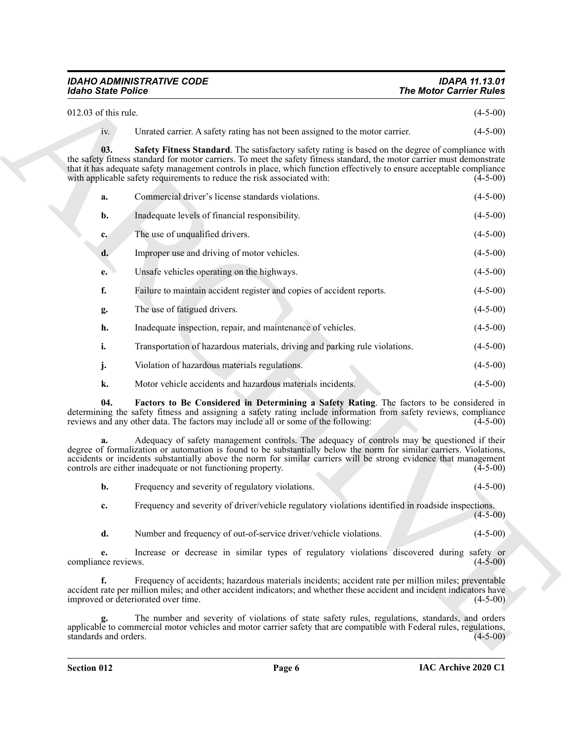012.03 of this rule. (4-5-00)

iv. Unrated carrier. A safety rating has not been assigned to the motor carrier. (4-5-00)

**03. Safety Fitness Standard**. The satisfactory safety rating is based on the degree of compliance with the safety fitness standard for motor carriers. To meet the safety fitness standard, the motor carrier must demonstrate that it has adequate safety management controls in place, which function effectively to ensure acceptable compliance with applicable safety requirements to reduce the risk associated with: (4-5-00)

**a.** Commercial driver's license standards violations. (4-5-00)

**b.** Inadequate levels of financial responsibility. (4-5-00)

**c.** The use of unqualified drivers. (4-5-00)

**d.** Improper use and driving of motor vehicles. (4-5-00)

**e.** Unsafe vehicles operating on the highways. (4-5-00)

**f.** Failure to maintain accident register and copies of accident reports. (4-5-00)

**g.** The use of fatigued drivers. (4-5-00)

**h.** Inadequate inspection, repair, and maintenance of vehicles. (4-5-00)

**i.** Transportation of hazardous materials, driving and parking rule violations. (4-5-00)

**j.** Violation of hazardous materials regulations. (4-5-00)

**k.** Motor vehicle accidents and hazardous materials incidents. (4-5-00)

**04. Factors to Be Considered in Determining a Safety Rating**. The factors to be considered in determining the safety fitness and assigning a safety rating include information from safety reviews, compliance reviews and any other data. The factors may include all or some of the following: (4-5-00)

**a.** Adequacy of safety management controls. The adequacy of controls may be questioned if their degree of formalization or automation is found to be substantially below the norm for similar carriers. Violations, accidents or incidents substantially above the norm for similar carriers will be strong evidence that management controls are either inadequate or not functioning property. (4-5-00)

**b.** Frequency and severity of regulatory violations. (4-5-00)

**c.** Frequency and severity of driver/vehicle regulatory violations identified in roadside inspections. (4-5-00)

**d.** Number and frequency of out-of-service driver/vehicle violations. (4-5-00)

**e.** Increase or decrease in similar types of regulatory violations discovered during safety or compliance reviews. (4-5-00)

**f.** Frequency of accidents; hazardous materials incidents; accident rate per million miles; preventable accident rate per million miles; and other accident indicators; and whether these accident and incident indicators have improved or deteriorated over time. (4-5-00)

**g.** The number and severity of violations of state safety rules, regulations, standards, and orders applicable to commercial motor vehicles and motor carrier safety that are compatible with Federal rules, regulations, standards and orders. (4-5-00)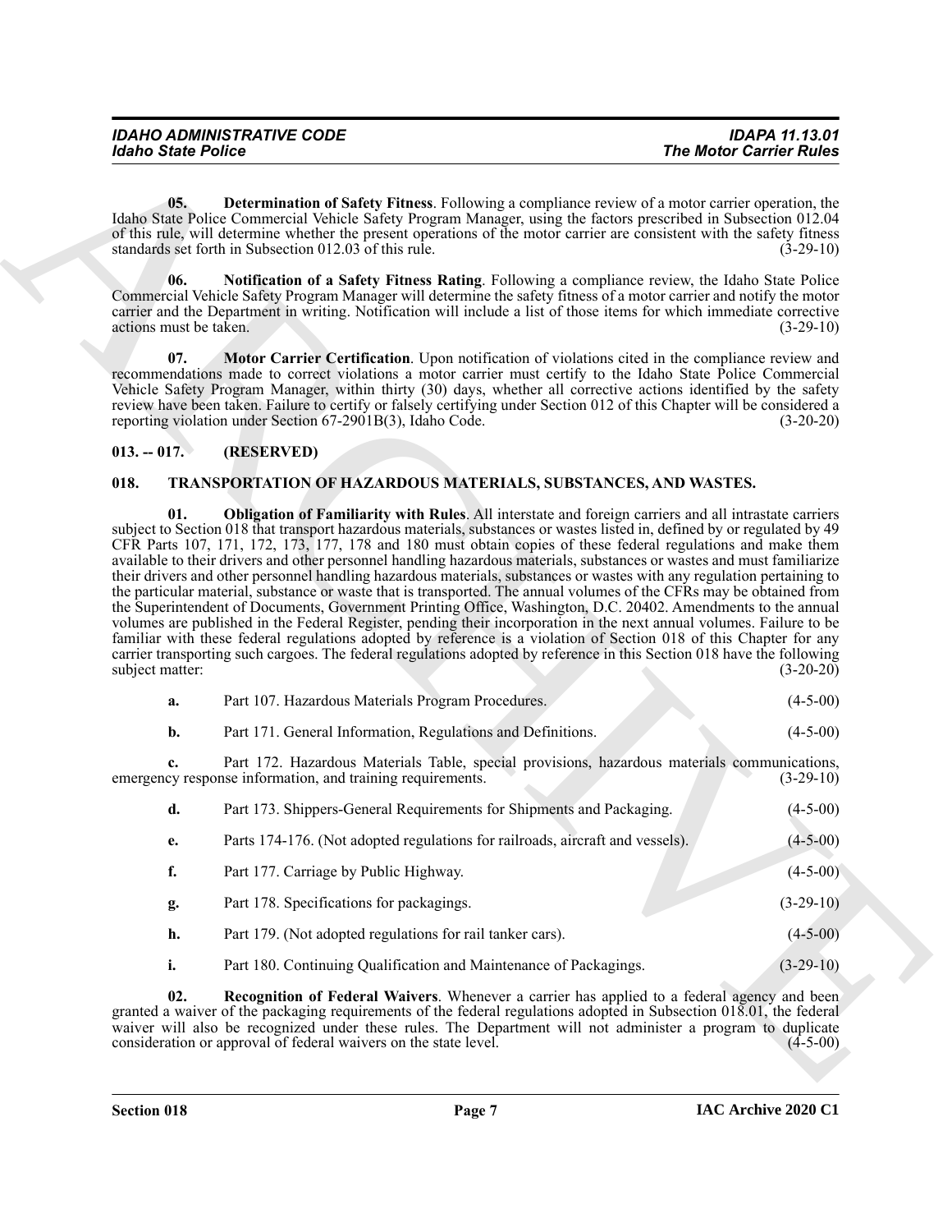**05. Determination of Safety Fitness**. Following a compliance review of a motor carrier operation, the Idaho State Police Commercial Vehicle Safety Program Manager, using the factors prescribed in Subsection 012.04 of this rule, will determine whether the present operations of the motor carrier are consistent with the safety fitness standards set forth in Subsection 012.03 of this rule. (3-29-10)

**06. Notification of a Safety Fitness Rating**. Following a compliance review, the Idaho State Police Commercial Vehicle Safety Program Manager will determine the safety fitness of a motor carrier and notify the motor carrier and the Department in writing. Notification will include a list of those items for which immediate corrective actions must be taken. (3-29-10)

**07. Motor Carrier Certification**. Upon notification of violations cited in the compliance review and recommendations made to correct violations a motor carrier must certify to the Idaho State Police Commercial Vehicle Safety Program Manager, within thirty (30) days, whether all corrective actions identified by the safety review have been taken. Failure to certify or falsely certifying under Section 012 of this Chapter will be considered a reporting violation under Section 67-2901B(3), Idaho Code. (3-20-20)

## 013. -- 017. (RESERVED)

## 018. TRANSPORTATION OF HAZARDOUS MATERIALS, SUBSTANCES, AND WASTES.

**01. Obligation of Familiarity with Rules**. All interstate and foreign carriers and all intrastate carriers subject to Section 018 that transport hazardous materials, substances or wastes listed in, defined by or regulated by 49 CFR Parts 107, 171, 172, 173, 177, 178 and 180 must obtain copies of these federal regulations and make them available to their drivers and other personnel handling hazardous materials, substances or wastes and must familiarize their drivers and other personnel handling hazardous materials, substances or wastes with any regulation pertaining to the particular material, substance or waste that is transported. The annual volumes of the CFRs may be obtained from the Superintendent of Documents, Government Printing Office, Washington, D.C. 20402. Amendments to the annual volumes are published in the Federal Register, pending their incorporation in the next annual volumes. Failure to be familiar with these federal regulations adopted by reference is a violation of Section 018 of this Chapter for any carrier transporting such cargoes. The federal regulations adopted by reference in this Section 018 have the following subject matter: (3-20-20)

**a.** Part 107. Hazardous Materials Program Procedures. (4-5-00)

**b.** Part 171. General Information, Regulations and Definitions. (4-5-00)

**c.** Part 172. Hazardous Materials Table, special provisions, hazardous materials communications, emergency response information, and training requirements. (3-29-10)

**d.** Part 173. Shippers-General Requirements for Shipments and Packaging. (4-5-00)

**e.** Parts 174-176. (Not adopted regulations for railroads, aircraft and vessels). (4-5-00)

**f.** Part 177. Carriage by Public Highway. (4-5-00)

**g.** Part 178. Specifications for packagings. (3-29-10)

**h.** Part 179. (Not adopted regulations for rail tanker cars). (4-5-00)

**i.** Part 180. Continuing Qualification and Maintenance of Packagings. (3-29-10)

**02. Recognition of Federal Waivers**. Whenever a carrier has applied to a federal agency and been granted a waiver of the packaging requirements of the federal regulations adopted in Subsection 018.01, the federal waiver will also be recognized under these rules. The Department will not administer a program to duplicate consideration or approval of federal waivers on the state level. (4-5-00)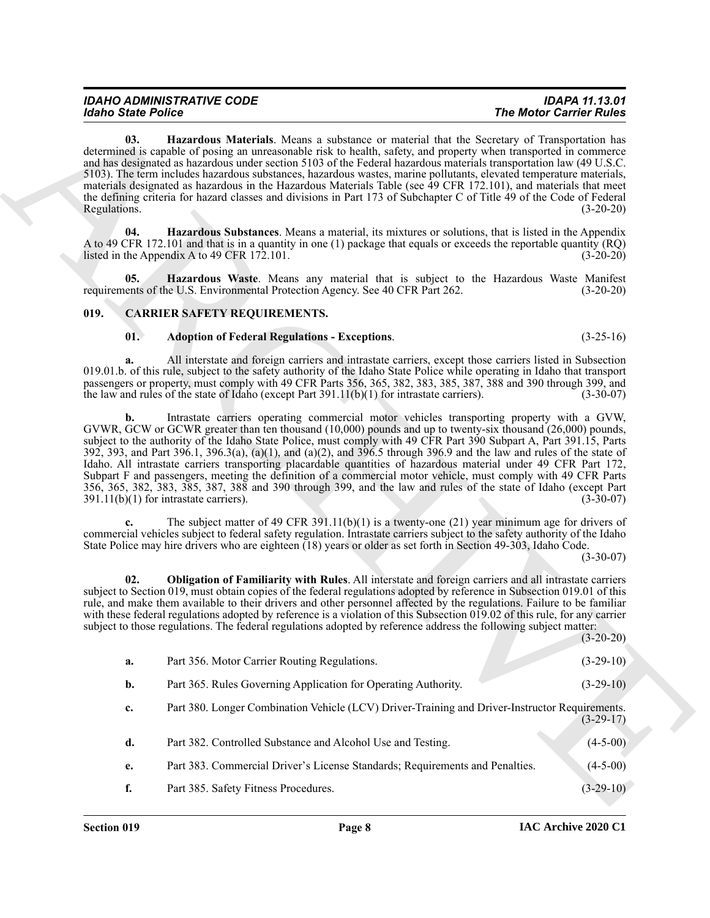**03. Hazardous Materials**. Means a substance or material that the Secretary of Transportation has determined is capable of posing an unreasonable risk to health, safety, and property when transported in commerce and has designated as hazardous under section 5103 of the Federal hazardous materials transportation law (49 U.S.C. 5103). The term includes hazardous substances, hazardous wastes, marine pollutants, elevated temperature materials, materials designated as hazardous in the Hazardous Materials Table (see 49 CFR 172.101), and materials that meet the defining criteria for hazard classes and divisions in Part 173 of Subchapter C of Title 49 of the Code of Federal Regulations. (3-20-20)

**04. Hazardous Substances**. Means a material, its mixtures or solutions, that is listed in the Appendix A to 49 CFR 172.101 and that is in a quantity in one (1) package that equals or exceeds the reportable quantity (RQ) listed in the Appendix A to 49 CFR 172.101. (3-20-20)

**05. Hazardous Waste**. Means any material that is subject to the Hazardous Waste Manifest requirements of the U.S. Environmental Protection Agency. See 40 CFR Part 262. (3-20-20)

## 019. CARRIER SAFETY REQUIREMENTS.

**01. Adoption of Federal Regulations - Exceptions**. (3-25-16)

**a.** All interstate and foreign carriers and intrastate carriers, except those carriers listed in Subsection 019.01.b. of this rule, subject to the safety authority of the Idaho State Police while operating in Idaho that transport passengers or property, must comply with 49 CFR Parts 356, 365, 382, 383, 385, 387, 388 and 390 through 399, and the law and rules of the state of Idaho (except Part 391.11(b)(1) for intrastate carriers). (3-30-07)

**b.** Intrastate carriers operating commercial motor vehicles transporting property with a GVW, GVWR, GCW or GCWR greater than ten thousand (10,000) pounds and up to twenty-six thousand (26,000) pounds, subject to the authority of the Idaho State Police, must comply with 49 CFR Part 390 Subpart A, Part 391.15, Parts 392, 393, and Part 396.1, 396.3(a), (a)(1), and (a)(2), and 396.5 through 396.9 and the law and rules of the state of Idaho. All intrastate carriers transporting placardable quantities of hazardous material under 49 CFR Part 172, Subpart F and passengers, meeting the definition of a commercial motor vehicle, must comply with 49 CFR Parts 356, 365, 382, 383, 385, 387, 388 and 390 through 399, and the law and rules of the state of Idaho (except Part 391.11(b)(1) for intrastate carriers). (3-30-07)

**c.** The subject matter of 49 CFR 391.11(b)(1) is a twenty-one (21) year minimum age for drivers of commercial vehicles subject to federal safety regulation. Intrastate carriers subject to the safety authority of the Idaho State Police may hire drivers who are eighteen (18) years or older as set forth in Section 49-303, Idaho Code. (3-30-07)

**02. Obligation of Familiarity with Rules**. All interstate and foreign carriers and all intrastate carriers subject to Section 019, must obtain copies of the federal regulations adopted by reference in Subsection 019.01 of this rule, and make them available to their drivers and other personnel affected by the regulations. Failure to be familiar with these federal regulations adopted by reference is a violation of this Subsection 019.02 of this rule, for any carrier subject to those regulations. The federal regulations adopted by reference address the following subject matter: (3-20-20)

**a.** Part 356. Motor Carrier Routing Regulations. (3-29-10)

**b.** Part 365. Rules Governing Application for Operating Authority. (3-29-10)

**c.** Part 380. Longer Combination Vehicle (LCV) Driver-Training and Driver-Instructor Requirements. (3-29-17)

**d.** Part 382. Controlled Substance and Alcohol Use and Testing. (4-5-00)

**e.** Part 383. Commercial Driver's License Standards; Requirements and Penalties. (4-5-00)

**f.** Part 385. Safety Fitness Procedures. (3-29-10)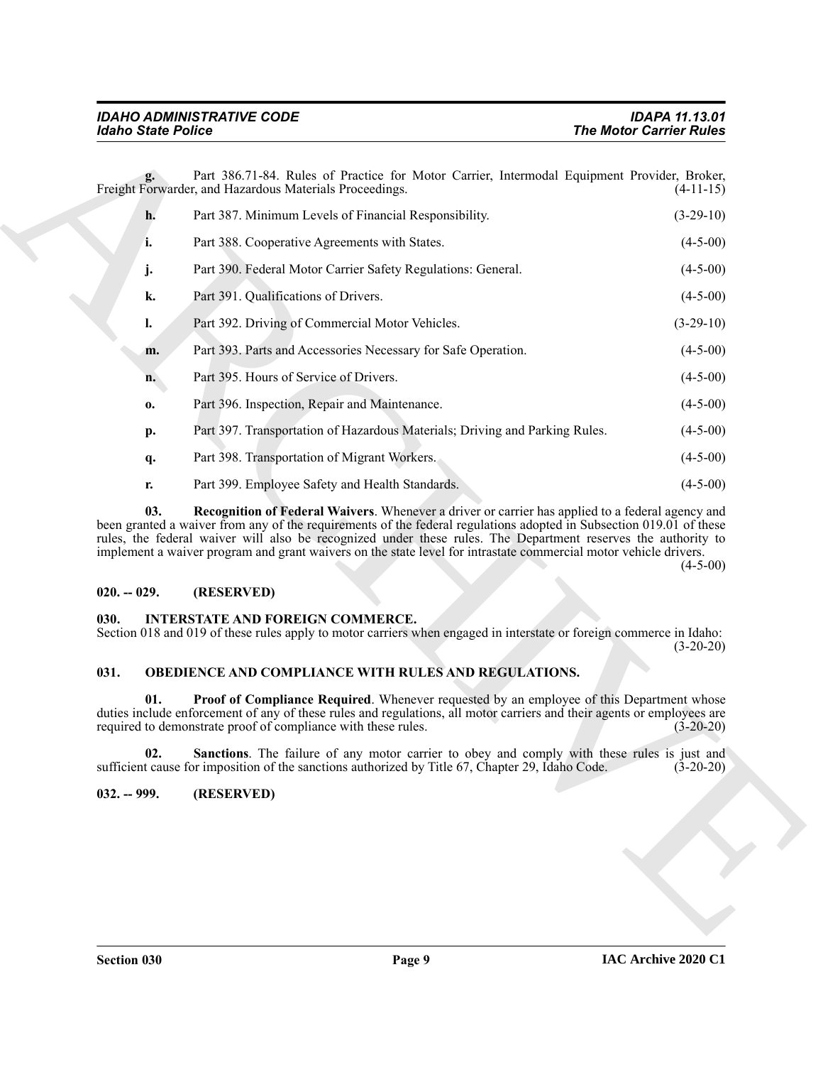**g.** Part 386.71-84. Rules of Practice for Motor Carrier, Intermodal Equipment Provider, Broker, Freight Forwarder, and Hazardous Materials Proceedings. (4-11-15)

**h.** Part 387. Minimum Levels of Financial Responsibility. (3-29-10)

**i.** Part 388. Cooperative Agreements with States. (4-5-00)

**j.** Part 390. Federal Motor Carrier Safety Regulations: General. (4-5-00)

**k.** Part 391. Qualifications of Drivers. (4-5-00)

**l.** Part 392. Driving of Commercial Motor Vehicles. (3-29-10)

**m.** Part 393. Parts and Accessories Necessary for Safe Operation. (4-5-00)

**n.** Part 395. Hours of Service of Drivers. (4-5-00)

**o.** Part 396. Inspection, Repair and Maintenance. (4-5-00)

**p.** Part 397. Transportation of Hazardous Materials; Driving and Parking Rules. (4-5-00)

**q.** Part 398. Transportation of Migrant Workers. (4-5-00)

**r.** Part 399. Employee Safety and Health Standards. (4-5-00)

**03. Recognition of Federal Waivers**. Whenever a driver or carrier has applied to a federal agency and been granted a waiver from any of the requirements of the federal regulations adopted in Subsection 019.01 of these rules, the federal waiver will also be recognized under these rules. The Department reserves the authority to implement a waiver program and grant waivers on the state level for intrastate commercial motor vehicle drivers. (4-5-00)

## 020. -- 029. (RESERVED)

## 030. INTERSTATE AND FOREIGN COMMERCE.

Section 018 and 019 of these rules apply to motor carriers when engaged in interstate or foreign commerce in Idaho: (3-20-20)

## 031. OBEDIENCE AND COMPLIANCE WITH RULES AND REGULATIONS.

**01. Proof of Compliance Required**. Whenever requested by an employee of this Department whose duties include enforcement of any of these rules and regulations, all motor carriers and their agents or employees are required to demonstrate proof of compliance with these rules. (3-20-20)

**02. Sanctions**. The failure of any motor carrier to obey and comply with these rules is just and sufficient cause for imposition of the sanctions authorized by Title 67, Chapter 29, Idaho Code. (3-20-20)

## 032. -- 999. (RESERVED)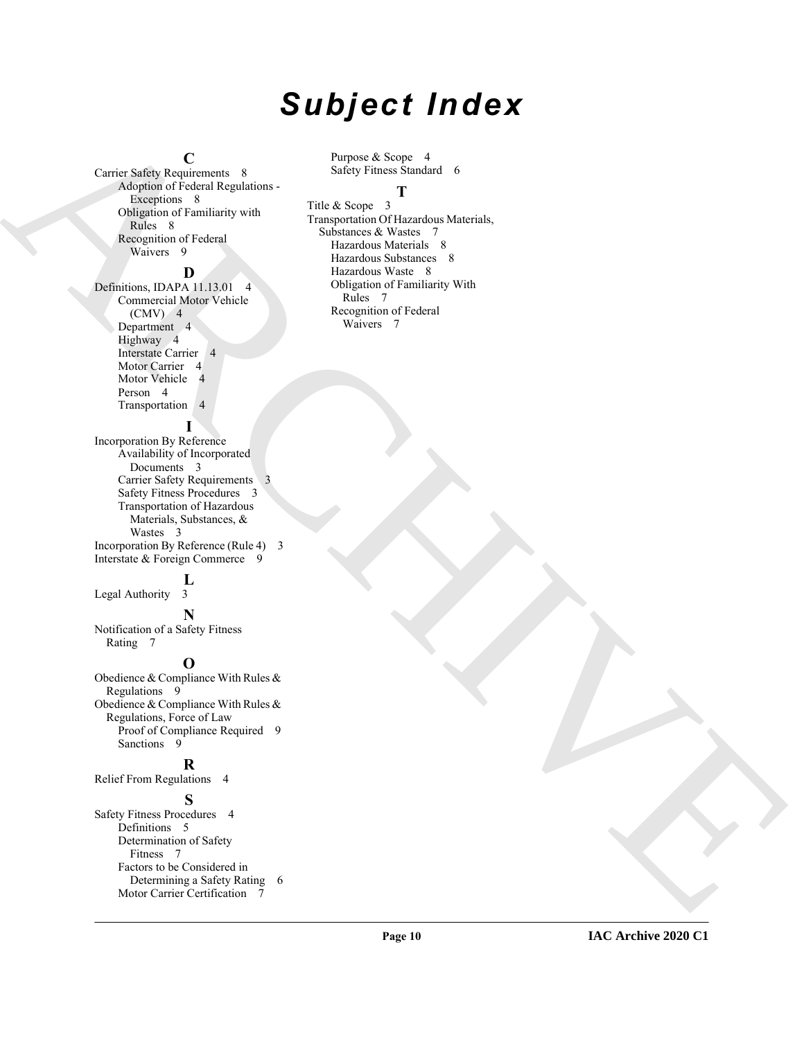# Subject Index

**C**

Carrier Safety Requirements 8
- Adoption of Federal Regulations - Exceptions 8
- Obligation of Familiarity with Rules 8
- Recognition of Federal Waivers 9

**D**

Definitions, IDAPA 11.13.01 4
- Commercial Motor Vehicle (CMV) 4
- Department 4
- Highway 4
- Interstate Carrier 4
- Motor Carrier 4
- Motor Vehicle 4
- Person 4
- Transportation 4

**I**

Incorporation By Reference
- Availability of Incorporated Documents 3
- Carrier Safety Requirements 3
- Safety Fitness Procedures 3
- Transportation of Hazardous Materials, Substances, & Wastes 3

Incorporation By Reference (Rule 4) 3

Interstate & Foreign Commerce 9

**L**

Legal Authority 3

**N**

Notification of a Safety Fitness Rating 7

**O**

Obedience & Compliance With Rules & Regulations 9

Obedience & Compliance With Rules & Regulations, Force of Law
- Proof of Compliance Required 9
- Sanctions 9

**R**

Relief From Regulations 4

**S**

Safety Fitness Procedures 4
- Definitions 5
- Determination of Safety Fitness 7
- Factors to be Considered in Determining a Safety Rating 6
- Motor Carrier Certification 7
- Purpose & Scope 4
- Safety Fitness Standard 6

**T**

Title & Scope 3

Transportation Of Hazardous Materials, Substances & Wastes 7
- Hazardous Materials 8
- Hazardous Substances 8
- Hazardous Waste 8
- Obligation of Familiarity With Rules 7
- Recognition of Federal Waivers 7